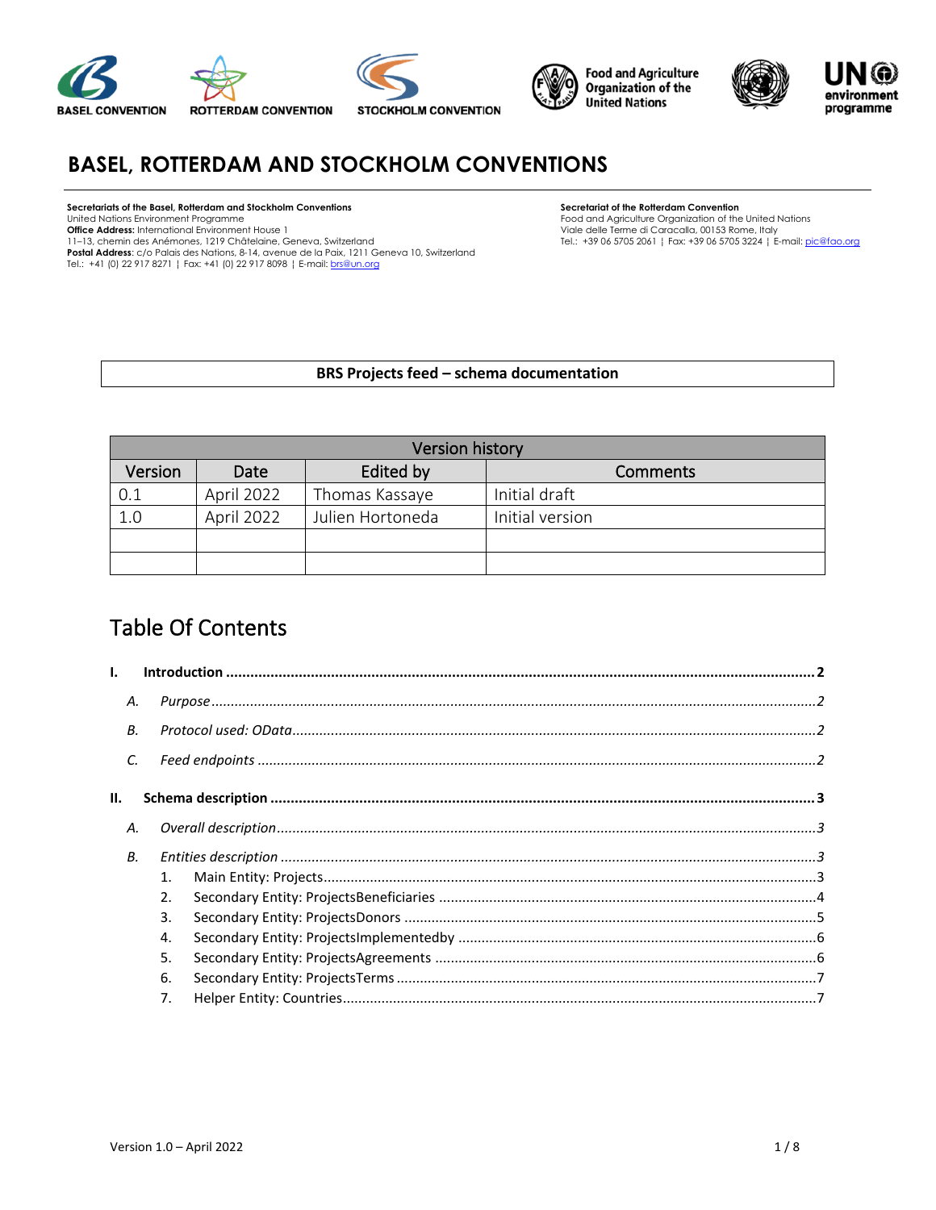BASEL CONVENTION ROTTERDAM CONVENTION STOCKHOLM CONVENTION Food and Agriculture Organization of the United Nations UN environment programme

# BASEL, ROTTERDAM AND STOCKHOLM CONVENTIONS

**Secretariats of the Basel, Rotterdam and Stockholm Conventions**
United Nations Environment Programme
**Office Address:** International Environment House 1
11–13, chemin des Anémones, 1219 Châtelaine, Geneva, Switzerland
**Postal Address**: c/o Palais des Nations, 8-14, avenue de la Paix, 1211 Geneva 10, Switzerland
Tel.: +41 (0) 22 917 8271 | Fax: +41 (0) 22 917 8098 | E-mail: brs@un.org

**Secretariat of the Rotterdam Convention**
Food and Agriculture Organization of the United Nations
Viale delle Terme di Caracalla, 00153 Rome, Italy
Tel.: +39 06 5705 2061 | Fax: +39 06 5705 3224 | E-mail: pic@fao.org

**BRS Projects feed – schema documentation**

| Version history | | | |
|---|---|---|---|
| Version | Date | Edited by | Comments |
| 0.1 | April 2022 | Thomas Kassaye | Initial draft |
| 1.0 | April 2022 | Julien Hortoneda | Initial version |
| | | | |
| | | | |

## Table Of Contents

**I. Introduction .......... 2**
- *A. Purpose .......... 2*
- *B. Protocol used: OData .......... 2*
- *C. Feed endpoints .......... 2*

**II. Schema description .......... 3**
- *A. Overall description .......... 3*
- *B. Entities description .......... 3*
  1. Main Entity: Projects .......... 3
  2. Secondary Entity: ProjectsBeneficiaries .......... 4
  3. Secondary Entity: ProjectsDonors .......... 5
  4. Secondary Entity: ProjectsImplementedby .......... 6
  5. Secondary Entity: ProjectsAgreements .......... 6
  6. Secondary Entity: ProjectsTerms .......... 7
  7. Helper Entity: Countries .......... 7

Version 1.0 – April 2022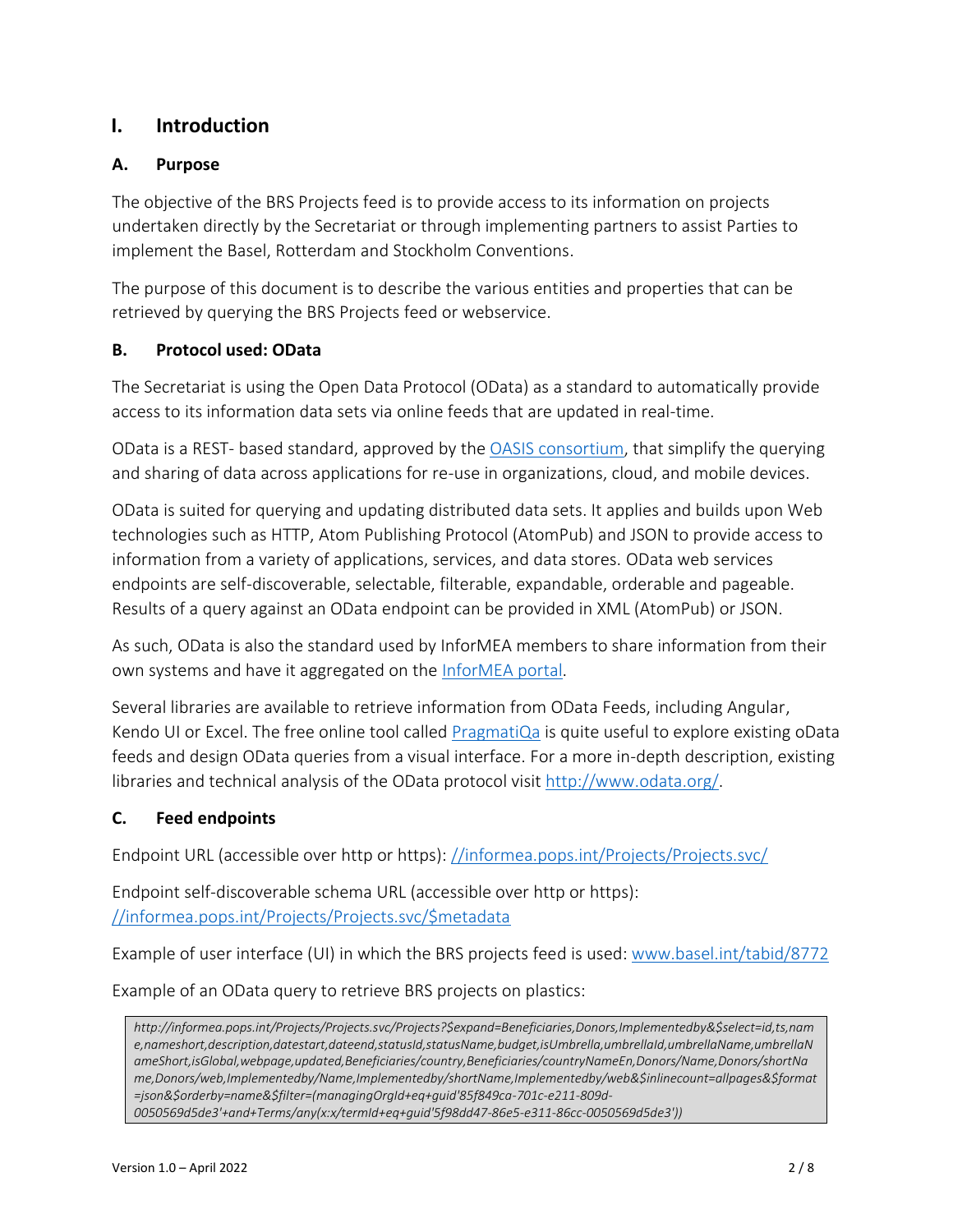# I. Introduction

## A. Purpose

The objective of the BRS Projects feed is to provide access to its information on projects undertaken directly by the Secretariat or through implementing partners to assist Parties to implement the Basel, Rotterdam and Stockholm Conventions.

The purpose of this document is to describe the various entities and properties that can be retrieved by querying the BRS Projects feed or webservice.

## B. Protocol used: OData

The Secretariat is using the Open Data Protocol (OData) as a standard to automatically provide access to its information data sets via online feeds that are updated in real-time.

OData is a REST- based standard, approved by the [OASIS consortium](), that simplify the querying and sharing of data across applications for re-use in organizations, cloud, and mobile devices.

OData is suited for querying and updating distributed data sets. It applies and builds upon Web technologies such as HTTP, Atom Publishing Protocol (AtomPub) and JSON to provide access to information from a variety of applications, services, and data stores. OData web services endpoints are self-discoverable, selectable, filterable, expandable, orderable and pageable. Results of a query against an OData endpoint can be provided in XML (AtomPub) or JSON.

As such, OData is also the standard used by InforMEA members to share information from their own systems and have it aggregated on the [InforMEA portal]().

Several libraries are available to retrieve information from OData Feeds, including Angular, Kendo UI or Excel. The free online tool called [PragmatiQa]() is quite useful to explore existing oData feeds and design OData queries from a visual interface. For a more in-depth description, existing libraries and technical analysis of the OData protocol visit [http://www.odata.org/](http://www.odata.org/).

## C. Feed endpoints

Endpoint URL (accessible over http or https): [//informea.pops.int/Projects/Projects.svc/](//informea.pops.int/Projects/Projects.svc/)

Endpoint self-discoverable schema URL (accessible over http or https): [//informea.pops.int/Projects/Projects.svc/$metadata](//informea.pops.int/Projects/Projects.svc/$metadata)

Example of user interface (UI) in which the BRS projects feed is used: [www.basel.int/tabid/8772](www.basel.int/tabid/8772)

Example of an OData query to retrieve BRS projects on plastics:

```
http://informea.pops.int/Projects/Projects.svc/Projects?$expand=Beneficiaries,Donors,Implementedby&$select=id,ts,name,nameshort,description,datestart,dateend,statusId,statusName,budget,isUmbrella,umbrellaId,umbrellaName,umbrellaNameShort,isGlobal,webpage,updated,Beneficiaries/country,Beneficiaries/countryNameEn,Donors/Name,Donors/shortName,Donors/web,Implementedby/Name,Implementedby/shortName,Implementedby/web&$inlinecount=allpages&$format=json&$orderby=name&$filter=(managingOrgId+eq+guid'85f849ca-701c-e211-809d-0050569d5de3'+and+Terms/any(x:x/termId+eq+guid'5f98dd47-86e5-e311-86cc-0050569d5de3'))
```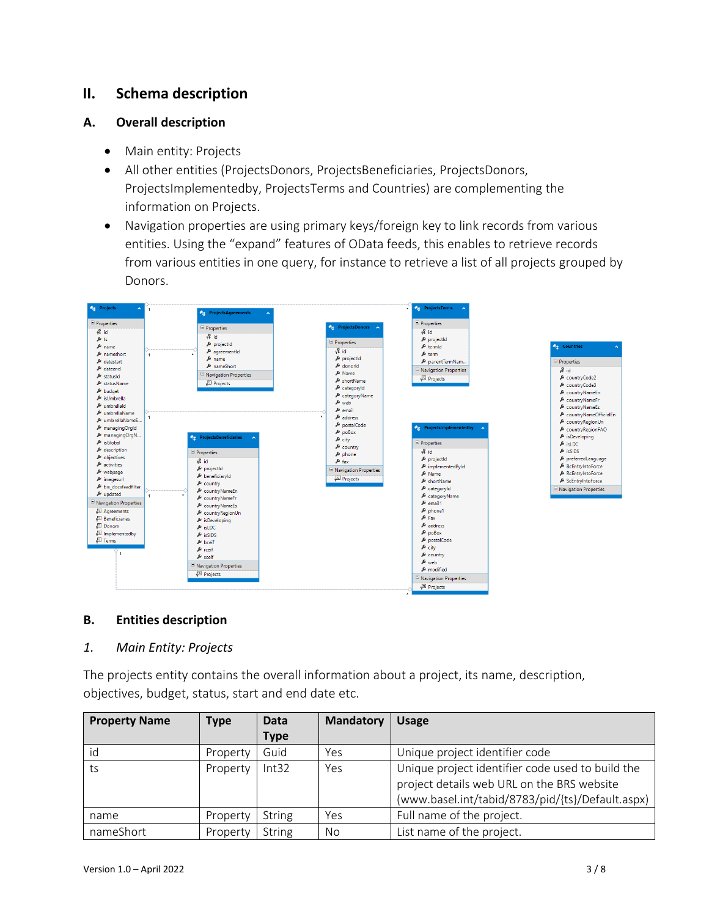## II. Schema description

### A. Overall description

- Main entity: Projects
- All other entities (ProjectsDonors, ProjectsBeneficiaries, ProjectsDonors, ProjectsImplementedby, ProjectsTerms and Countries) are complementing the information on Projects.
- Navigation properties are using primary keys/foreign key to link records from various entities. Using the “expand” features of OData feeds, this enables to retrieve records from various entities in one query, for instance to retrieve a list of all projects grouped by Donors.

### B. Entities description

#### *1. Main Entity: Projects*

The projects entity contains the overall information about a project, its name, description, objectives, budget, status, start and end date etc.

| Property Name | Type | Data Type | Mandatory | Usage |
|---|---|---|---|---|
| id | Property | Guid | Yes | Unique project identifier code |
| ts | Property | Int32 | Yes | Unique project identifier code used to build the project details web URL on the BRS website (www.basel.int/tabid/8783/pid/{ts}/Default.aspx) |
| name | Property | String | Yes | Full name of the project. |
| nameShort | Property | String | No | List name of the project. |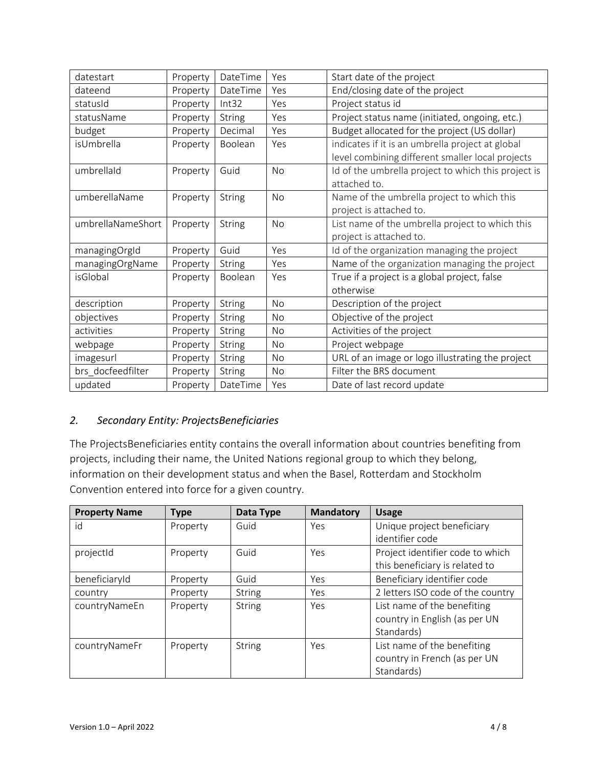| datestart | Property | DateTime | Yes | Start date of the project |
|---|---|---|---|---|
| dateend | Property | DateTime | Yes | End/closing date of the project |
| statusId | Property | Int32 | Yes | Project status id |
| statusName | Property | String | Yes | Project status name (initiated, ongoing, etc.) |
| budget | Property | Decimal | Yes | Budget allocated for the project (US dollar) |
| isUmbrella | Property | Boolean | Yes | indicates if it is an umbrella project at global level combining different smaller local projects |
| umbrellaId | Property | Guid | No | Id of the umbrella project to which this project is attached to. |
| umberellaName | Property | String | No | Name of the umbrella project to which this project is attached to. |
| umbrellaNameShort | Property | String | No | List name of the umbrella project to which this project is attached to. |
| managingOrgId | Property | Guid | Yes | Id of the organization managing the project |
| managingOrgName | Property | String | Yes | Name of the organization managing the project |
| isGlobal | Property | Boolean | Yes | True if a project is a global project, false otherwise |
| description | Property | String | No | Description of the project |
| objectives | Property | String | No | Objective of the project |
| activities | Property | String | No | Activities of the project |
| webpage | Property | String | No | Project webpage |
| imagesurl | Property | String | No | URL of an image or logo illustrating the project |
| brs_docfeedfilter | Property | String | No | Filter the BRS document |
| updated | Property | DateTime | Yes | Date of last record update |

## *2. Secondary Entity: ProjectsBeneficiaries*

The ProjectsBeneficiaries entity contains the overall information about countries benefiting from projects, including their name, the United Nations regional group to which they belong, information on their development status and when the Basel, Rotterdam and Stockholm Convention entered into force for a given country.

| Property Name | Type | Data Type | Mandatory | Usage |
|---|---|---|---|---|
| id | Property | Guid | Yes | Unique project beneficiary identifier code |
| projectId | Property | Guid | Yes | Project identifier code to which this beneficiary is related to |
| beneficiaryId | Property | Guid | Yes | Beneficiary identifier code |
| country | Property | String | Yes | 2 letters ISO code of the country |
| countryNameEn | Property | String | Yes | List name of the benefiting country in English (as per UN Standards) |
| countryNameFr | Property | String | Yes | List name of the benefiting country in French (as per UN Standards) |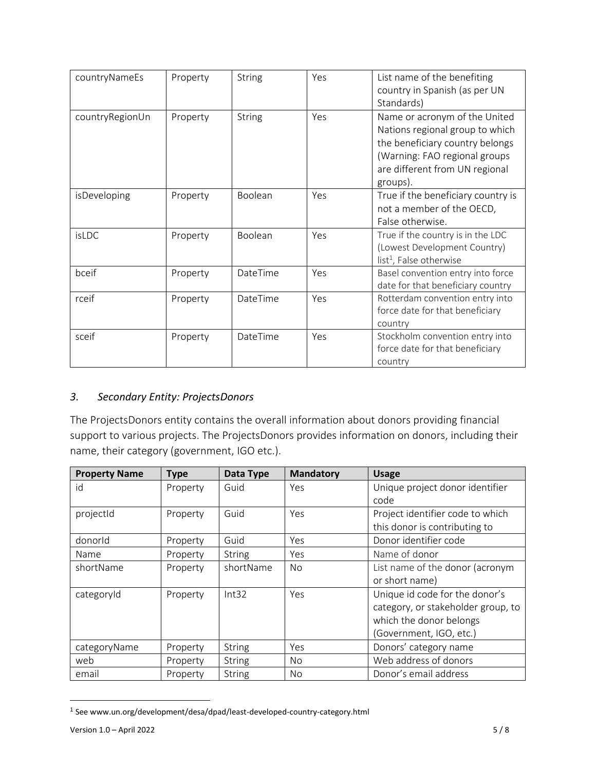| countryNameEs | Property | String | Yes | List name of the benefiting country in Spanish (as per UN Standards) |
|---|---|---|---|---|
| countryRegionUn | Property | String | Yes | Name or acronym of the United Nations regional group to which the beneficiary country belongs (Warning: FAO regional groups are different from UN regional groups). |
| isDeveloping | Property | Boolean | Yes | True if the beneficiary country is not a member of the OECD, False otherwise. |
| isLDC | Property | Boolean | Yes | True if the country is in the LDC (Lowest Development Country) list[1], False otherwise |
| bceif | Property | DateTime | Yes | Basel convention entry into force date for that beneficiary country |
| rceif | Property | DateTime | Yes | Rotterdam convention entry into force date for that beneficiary country |
| sceif | Property | DateTime | Yes | Stockholm convention entry into force date for that beneficiary country |

### *3. Secondary Entity: ProjectsDonors*

The ProjectsDonors entity contains the overall information about donors providing financial support to various projects. The ProjectsDonors provides information on donors, including their name, their category (government, IGO etc.).

| Property Name | Type | Data Type | Mandatory | Usage |
|---|---|---|---|---|
| id | Property | Guid | Yes | Unique project donor identifier code |
| projectId | Property | Guid | Yes | Project identifier code to which this donor is contributing to |
| donorId | Property | Guid | Yes | Donor identifier code |
| Name | Property | String | Yes | Name of donor |
| shortName | Property | shortName | No | List name of the donor (acronym or short name) |
| categoryId | Property | Int32 | Yes | Unique id code for the donor's category, or stakeholder group, to which the donor belongs (Government, IGO, etc.) |
| categoryName | Property | String | Yes | Donors' category name |
| web | Property | String | No | Web address of donors |
| email | Property | String | No | Donor's email address |

[1] See www.un.org/development/desa/dpad/least-developed-country-category.html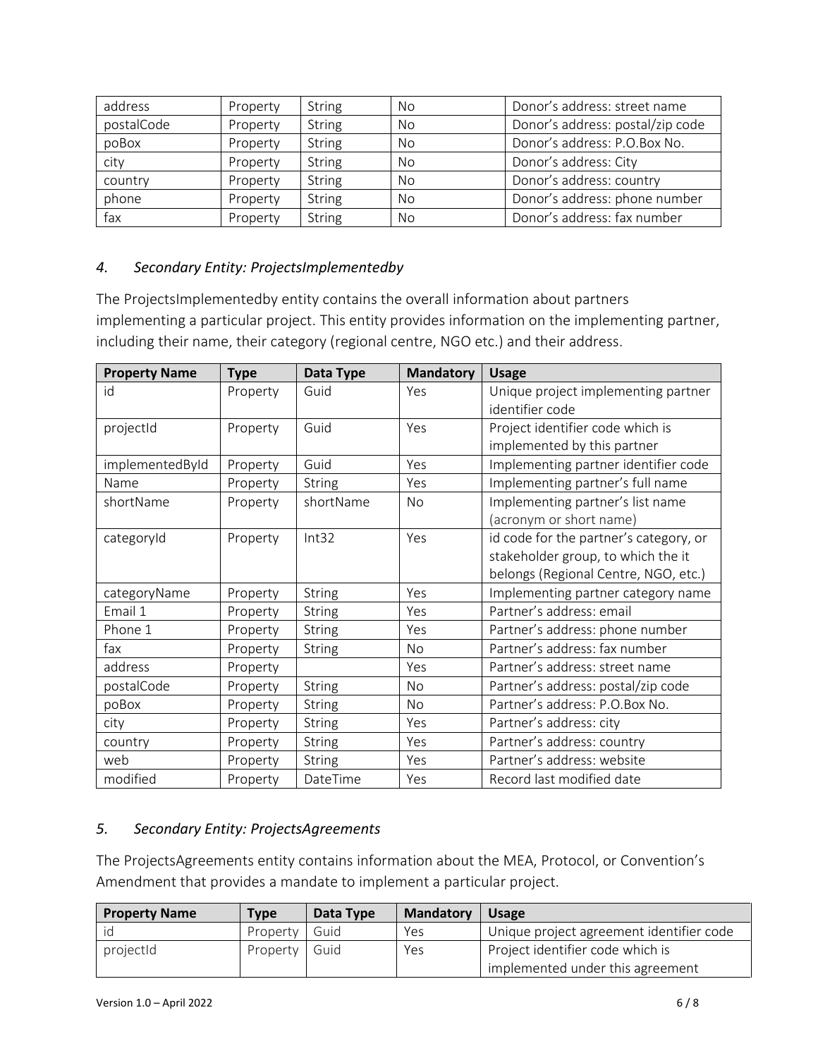| address | Property | String | No | Donor's address: street name |
|---|---|---|---|---|
| postalCode | Property | String | No | Donor's address: postal/zip code |
| poBox | Property | String | No | Donor's address: P.O.Box No. |
| city | Property | String | No | Donor's address: City |
| country | Property | String | No | Donor's address: country |
| phone | Property | String | No | Donor's address: phone number |
| fax | Property | String | No | Donor's address: fax number |

### *4. Secondary Entity: ProjectsImplementedby*

The ProjectsImplementedby entity contains the overall information about partners implementing a particular project. This entity provides information on the implementing partner, including their name, their category (regional centre, NGO etc.) and their address.

| Property Name | Type | Data Type | Mandatory | Usage |
|---|---|---|---|---|
| id | Property | Guid | Yes | Unique project implementing partner identifier code |
| projectId | Property | Guid | Yes | Project identifier code which is implemented by this partner |
| implementedById | Property | Guid | Yes | Implementing partner identifier code |
| Name | Property | String | Yes | Implementing partner's full name |
| shortName | Property | shortName | No | Implementing partner's list name (acronym or short name) |
| categoryId | Property | Int32 | Yes | id code for the partner's category, or stakeholder group, to which the it belongs (Regional Centre, NGO, etc.) |
| categoryName | Property | String | Yes | Implementing partner category name |
| Email 1 | Property | String | Yes | Partner's address: email |
| Phone 1 | Property | String | Yes | Partner's address: phone number |
| fax | Property | String | No | Partner's address: fax number |
| address | Property | | Yes | Partner's address: street name |
| postalCode | Property | String | No | Partner's address: postal/zip code |
| poBox | Property | String | No | Partner's address: P.O.Box No. |
| city | Property | String | Yes | Partner's address: city |
| country | Property | String | Yes | Partner's address: country |
| web | Property | String | Yes | Partner's address: website |
| modified | Property | DateTime | Yes | Record last modified date |

### *5. Secondary Entity: ProjectsAgreements*

The ProjectsAgreements entity contains information about the MEA, Protocol, or Convention's Amendment that provides a mandate to implement a particular project.

| Property Name | Type | Data Type | Mandatory | Usage |
|---|---|---|---|---|
| id | Property | Guid | Yes | Unique project agreement identifier code |
| projectId | Property | Guid | Yes | Project identifier code which is implemented under this agreement |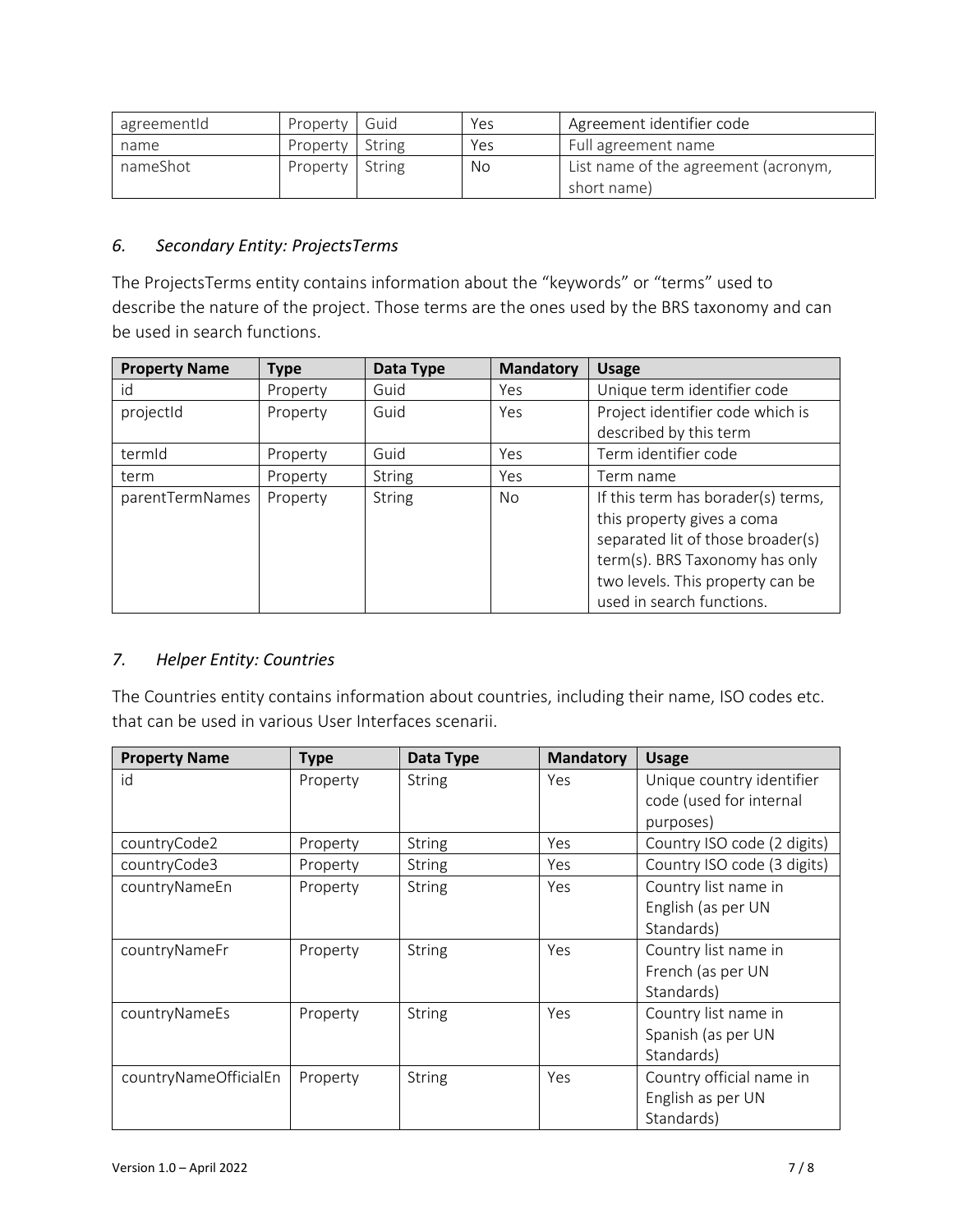| agreementId | Property | Guid | Yes | Agreement identifier code |
|---|---|---|---|---|
| name | Property | String | Yes | Full agreement name |
| nameShot | Property | String | No | List name of the agreement (acronym, short name) |

## *6. Secondary Entity: ProjectsTerms*

The ProjectsTerms entity contains information about the "keywords" or "terms" used to describe the nature of the project. Those terms are the ones used by the BRS taxonomy and can be used in search functions.

| Property Name | Type | Data Type | Mandatory | Usage |
|---|---|---|---|---|
| id | Property | Guid | Yes | Unique term identifier code |
| projectId | Property | Guid | Yes | Project identifier code which is described by this term |
| termId | Property | Guid | Yes | Term identifier code |
| term | Property | String | Yes | Term name |
| parentTermNames | Property | String | No | If this term has borader(s) terms, this property gives a coma separated lit of those broader(s) term(s). BRS Taxonomy has only two levels. This property can be used in search functions. |

## *7. Helper Entity: Countries*

The Countries entity contains information about countries, including their name, ISO codes etc. that can be used in various User Interfaces scenarii.

| Property Name | Type | Data Type | Mandatory | Usage |
|---|---|---|---|---|
| id | Property | String | Yes | Unique country identifier code (used for internal purposes) |
| countryCode2 | Property | String | Yes | Country ISO code (2 digits) |
| countryCode3 | Property | String | Yes | Country ISO code (3 digits) |
| countryNameEn | Property | String | Yes | Country list name in English (as per UN Standards) |
| countryNameFr | Property | String | Yes | Country list name in French (as per UN Standards) |
| countryNameEs | Property | String | Yes | Country list name in Spanish (as per UN Standards) |
| countryNameOfficialEn | Property | String | Yes | Country official name in English as per UN Standards) |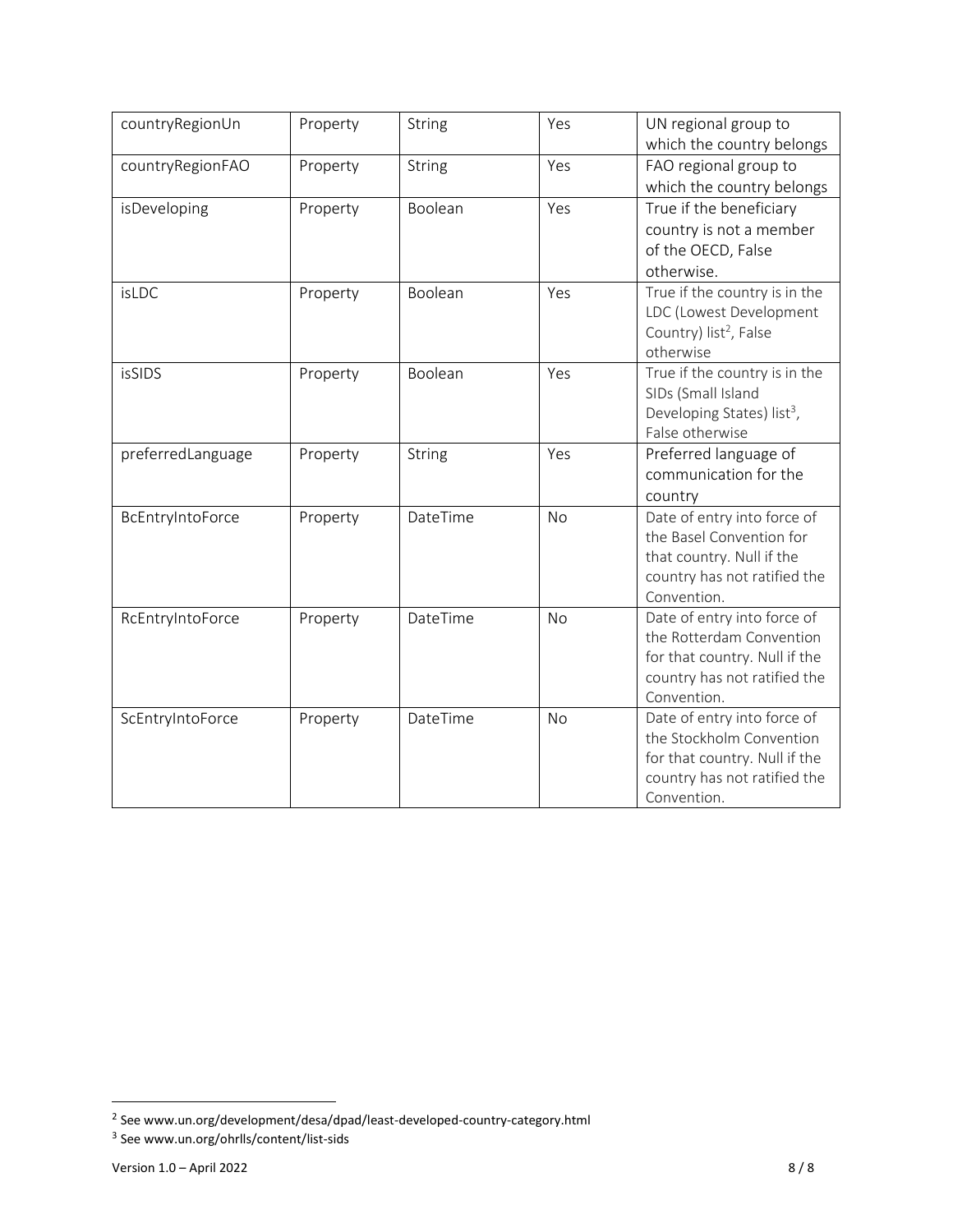| | | | | |
|---|---|---|---|---|
| countryRegionUn | Property | String | Yes | UN regional group to which the country belongs |
| countryRegionFAO | Property | String | Yes | FAO regional group to which the country belongs |
| isDeveloping | Property | Boolean | Yes | True if the beneficiary country is not a member of the OECD, False otherwise. |
| isLDC | Property | Boolean | Yes | True if the country is in the LDC (Lowest Development Country) list[2], False otherwise |
| isSIDS | Property | Boolean | Yes | True if the country is in the SIDs (Small Island Developing States) list[3], False otherwise |
| preferredLanguage | Property | String | Yes | Preferred language of communication for the country |
| BcEntryIntoForce | Property | DateTime | No | Date of entry into force of the Basel Convention for that country. Null if the country has not ratified the Convention. |
| RcEntryIntoForce | Property | DateTime | No | Date of entry into force of the Rotterdam Convention for that country. Null if the country has not ratified the Convention. |
| ScEntryIntoForce | Property | DateTime | No | Date of entry into force of the Stockholm Convention for that country. Null if the country has not ratified the Convention. |

[2] See www.un.org/development/desa/dpad/least-developed-country-category.html

[3] See www.un.org/ohrlls/content/list-sids